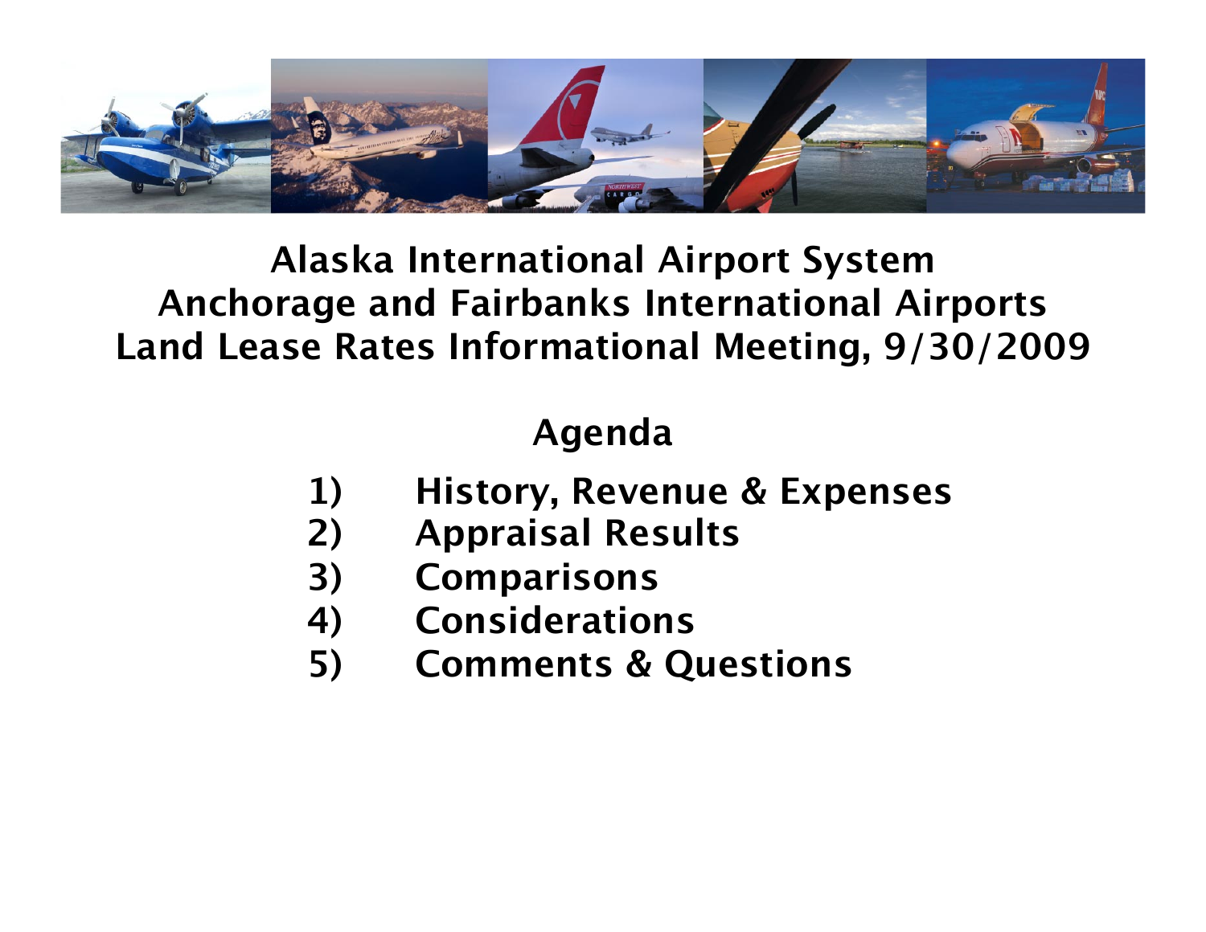# Alaska International Airport System
# Anchorage and Fairbanks International Airports
# Land Lease Rates Informational Meeting, 9/30/2009

## Agenda

1) History, Revenue & Expenses
2) Appraisal Results
3) Comparisons
4) Considerations
5) Comments & Questions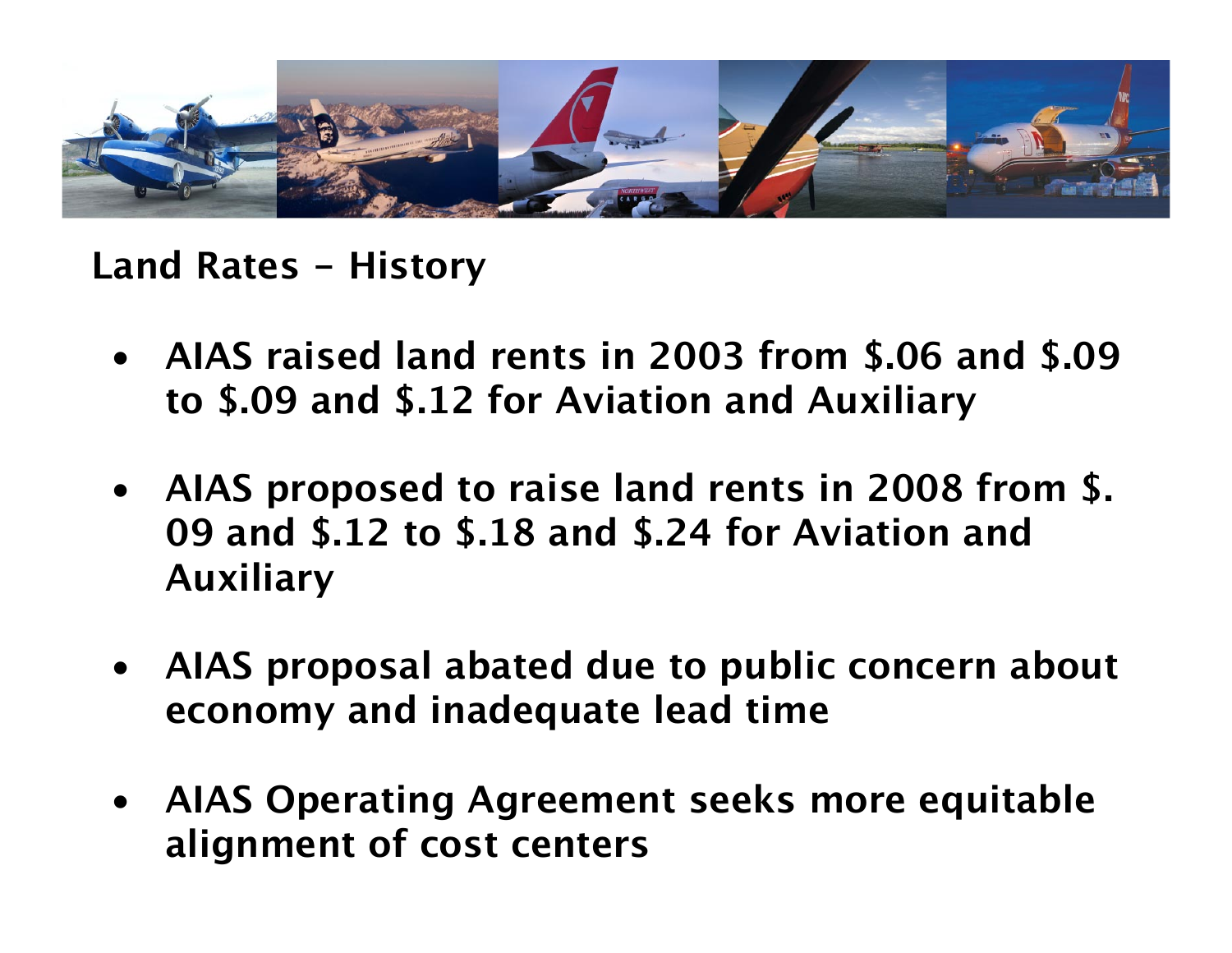## Land Rates – History

- **AIAS raised land rents in 2003 from $.06 and $.09 to $.09 and $.12 for Aviation and Auxiliary**
- **AIAS proposed to raise land rents in 2008 from $.09 and $.12 to $.18 and $.24 for Aviation and Auxiliary**
- **AIAS proposal abated due to public concern about economy and inadequate lead time**
- **AIAS Operating Agreement seeks more equitable alignment of cost centers**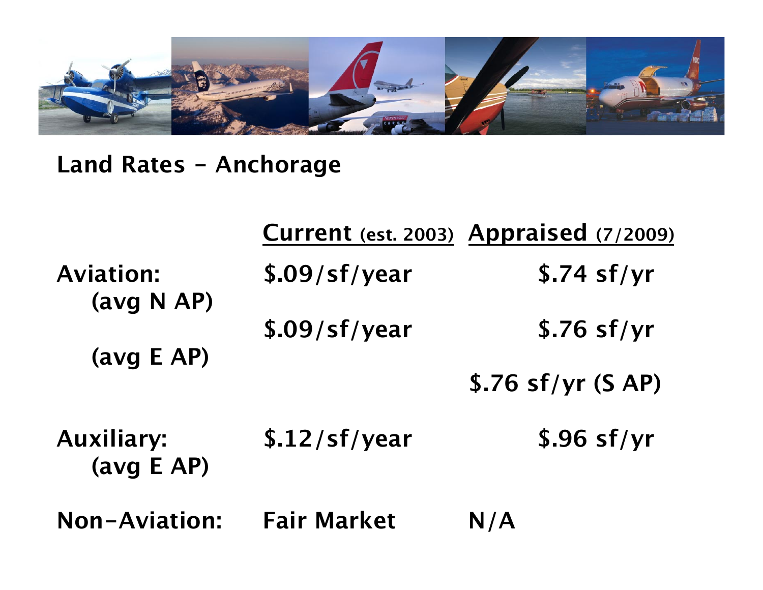## Land Rates – Anchorage

| | Current (est. 2003) | Appraised (7/2009) |
|---|---|---|
| Aviation: (avg N AP) | $.09/sf/year | $.74 sf/yr |
| (avg E AP) | $.09/sf/year | $.76 sf/yr |
| | | $.76 sf/yr (S AP) |
| Auxiliary: (avg E AP) | $.12/sf/year | $.96 sf/yr |
| Non-Aviation: | Fair Market | N/A |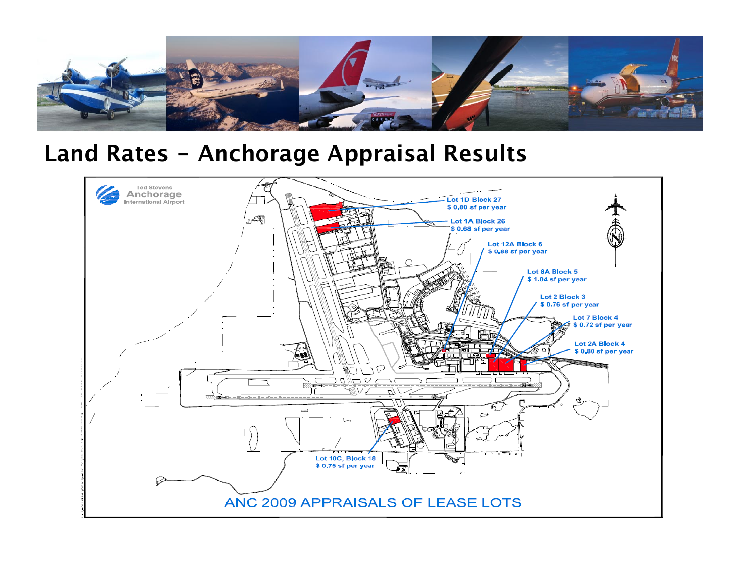# Land Rates – Anchorage Appraisal Results

Ted Stevens Anchorage International Airport

Lot 1D Block 27
$ 0.80 sf per year

Lot 1A Block 26
$ 0.68 sf per year

Lot 12A Block 6
$ 0.88 sf per year

Lot 8A Block 5
$ 1.04 sf per year

Lot 2 Block 3
$ 0.76 sf per year

Lot 7 Block 4
$ 0.72 sf per year

Lot 2A Block 4
$ 0.80 sf per year

Lot 10C, Block 18
$ 0.76 sf per year

ANC 2009 APPRAISALS OF LEASE LOTS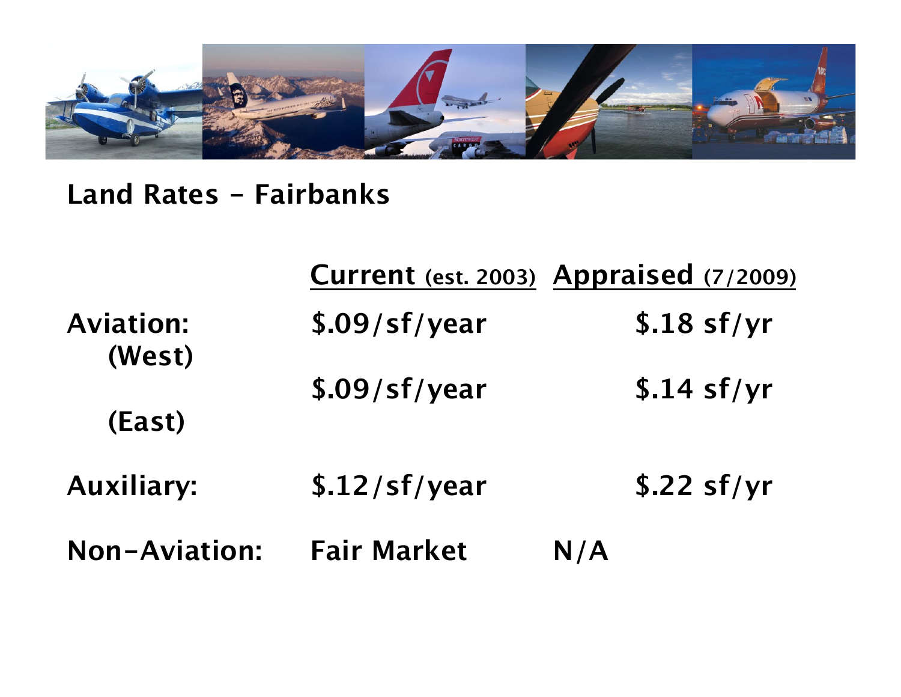## Land Rates – Fairbanks

| | Current (est. 2003) | Appraised (7/2009) |
|---|---|---|
| Aviation: (West) | $.09/sf/year | $.18 sf/yr |
| (East) | $.09/sf/year | $.14 sf/yr |
| Auxiliary: | $.12/sf/year | $.22 sf/yr |
| Non-Aviation: | Fair Market | N/A |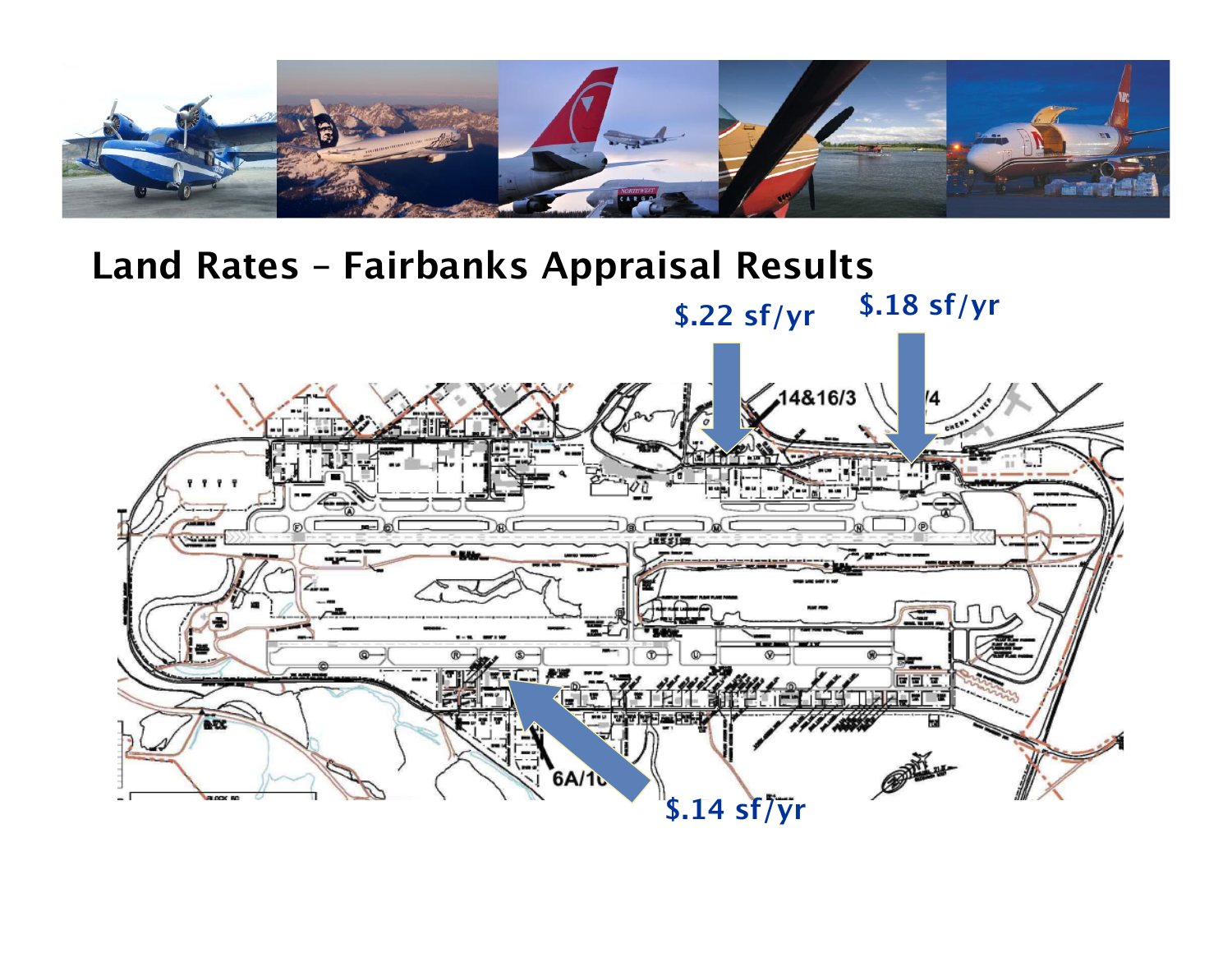# Land Rates – Fairbanks Appraisal Results

$.22 sf/yr

$.18 sf/yr

$.14 sf/yr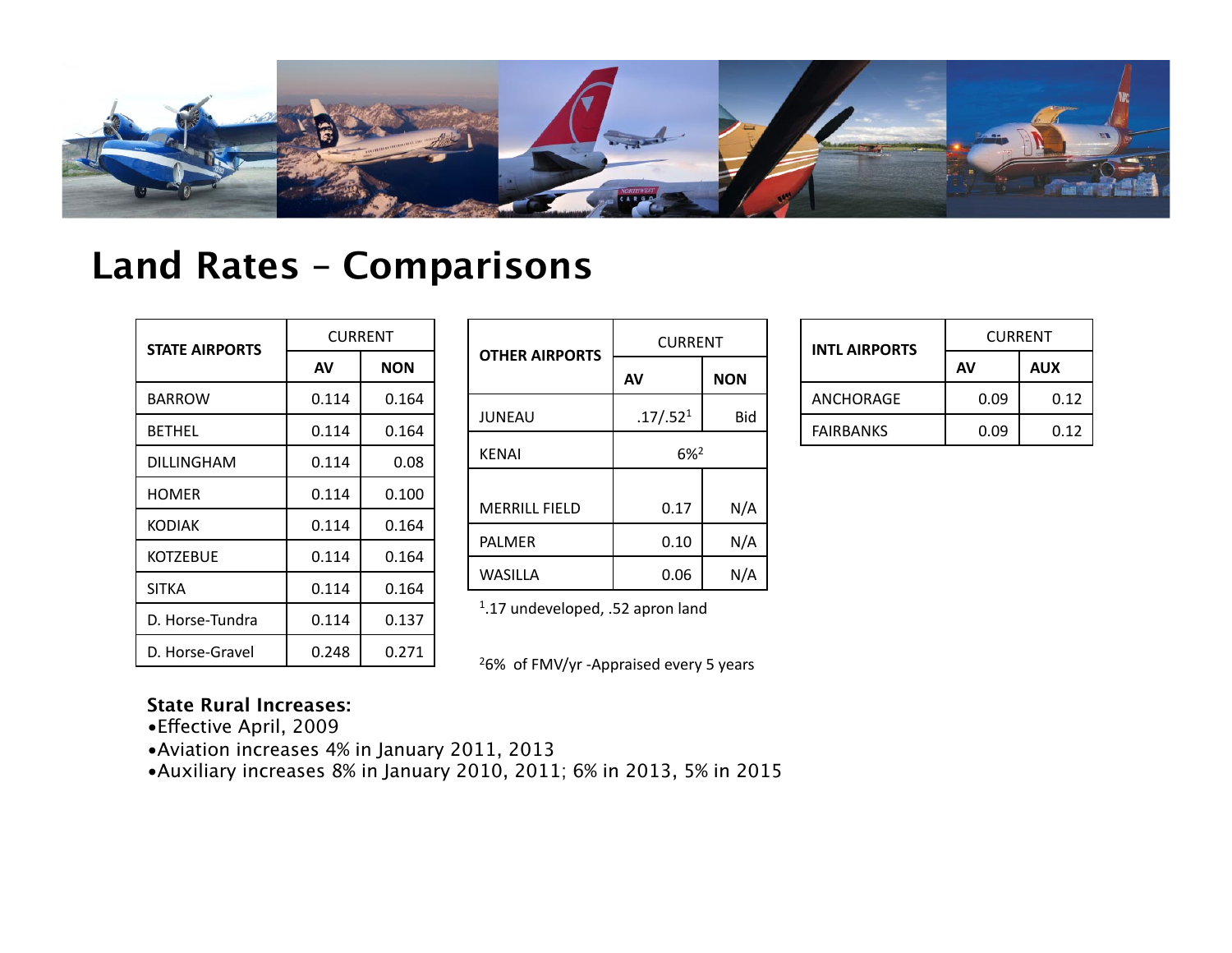# Land Rates – Comparisons

| STATE AIRPORTS | CURRENT | |
|---|---|---|
| | AV | NON |
| BARROW | 0.114 | 0.164 |
| BETHEL | 0.114 | 0.164 |
| DILLINGHAM | 0.114 | 0.08 |
| HOMER | 0.114 | 0.100 |
| KODIAK | 0.114 | 0.164 |
| KOTZEBUE | 0.114 | 0.164 |
| SITKA | 0.114 | 0.164 |
| D. Horse-Tundra | 0.114 | 0.137 |
| D. Horse-Gravel | 0.248 | 0.271 |

| OTHER AIRPORTS | CURRENT | |
|---|---|---|
| | AV | NON |
| JUNEAU | .17/.52[1] | Bid |
| KENAI | 6%[2] | |
| MERRILL FIELD | 0.17 | N/A |
| PALMER | 0.10 | N/A |
| WASILLA | 0.06 | N/A |

[1].17 undeveloped, .52 apron land

[2]6% of FMV/yr -Appraised every 5 years

| INTL AIRPORTS | CURRENT | |
|---|---|---|
| | AV | AUX |
| ANCHORAGE | 0.09 | 0.12 |
| FAIRBANKS | 0.09 | 0.12 |

**State Rural Increases:**

- Effective April, 2009
- Aviation increases 4% in January 2011, 2013
- Auxiliary increases 8% in January 2010, 2011; 6% in 2013, 5% in 2015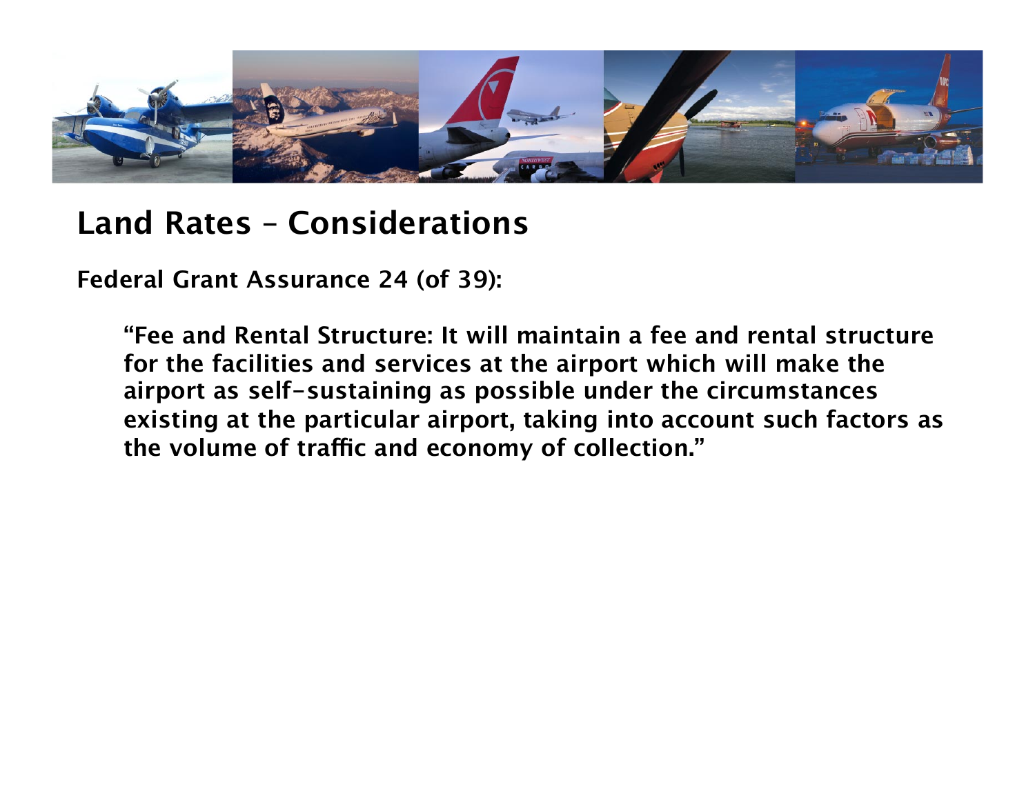# Land Rates – Considerations

**Federal Grant Assurance 24 (of 39):**

> **"Fee and Rental Structure: It will maintain a fee and rental structure for the facilities and services at the airport which will make the airport as self-sustaining as possible under the circumstances existing at the particular airport, taking into account such factors as the volume of traffic and economy of collection."**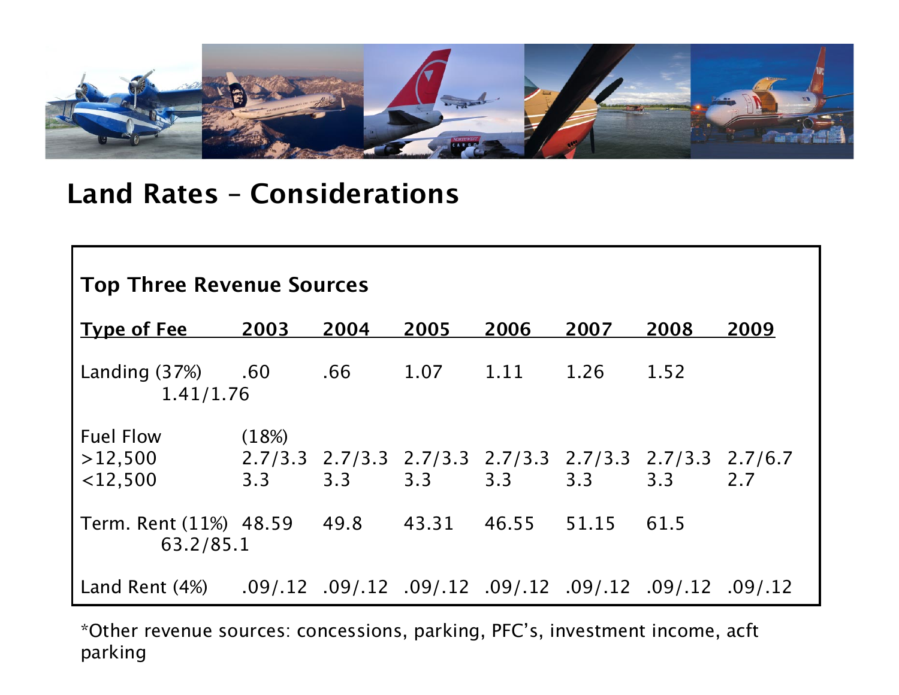## Land Rates – Considerations

### Top Three Revenue Sources

| Type of Fee | 2003 | 2004 | 2005 | 2006 | 2007 | 2008 | 2009 |
|---|---|---|---|---|---|---|---|
| Landing (37%) | .60 | .66 | 1.07 | 1.11 | 1.26 | 1.52 | 1.41/1.76 |
| Fuel Flow (18%) | | | | | | | |
| >12,500 | 2.7/3.3 | 2.7/3.3 | 2.7/3.3 | 2.7/3.3 | 2.7/3.3 | 2.7/3.3 | 2.7/6.7 |
| <12,500 | 3.3 | 3.3 | 3.3 | 3.3 | 3.3 | 3.3 | 2.7 |
| Term. Rent (11%) | 48.59 | 49.8 | 43.31 | 46.55 | 51.15 | 61.5 | 63.2/85.1 |
| Land Rent (4%) | .09/.12 | .09/.12 | .09/.12 | .09/.12 | .09/.12 | .09/.12 | .09/.12 |

*Other revenue sources: concessions, parking, PFC's, investment income, acft parking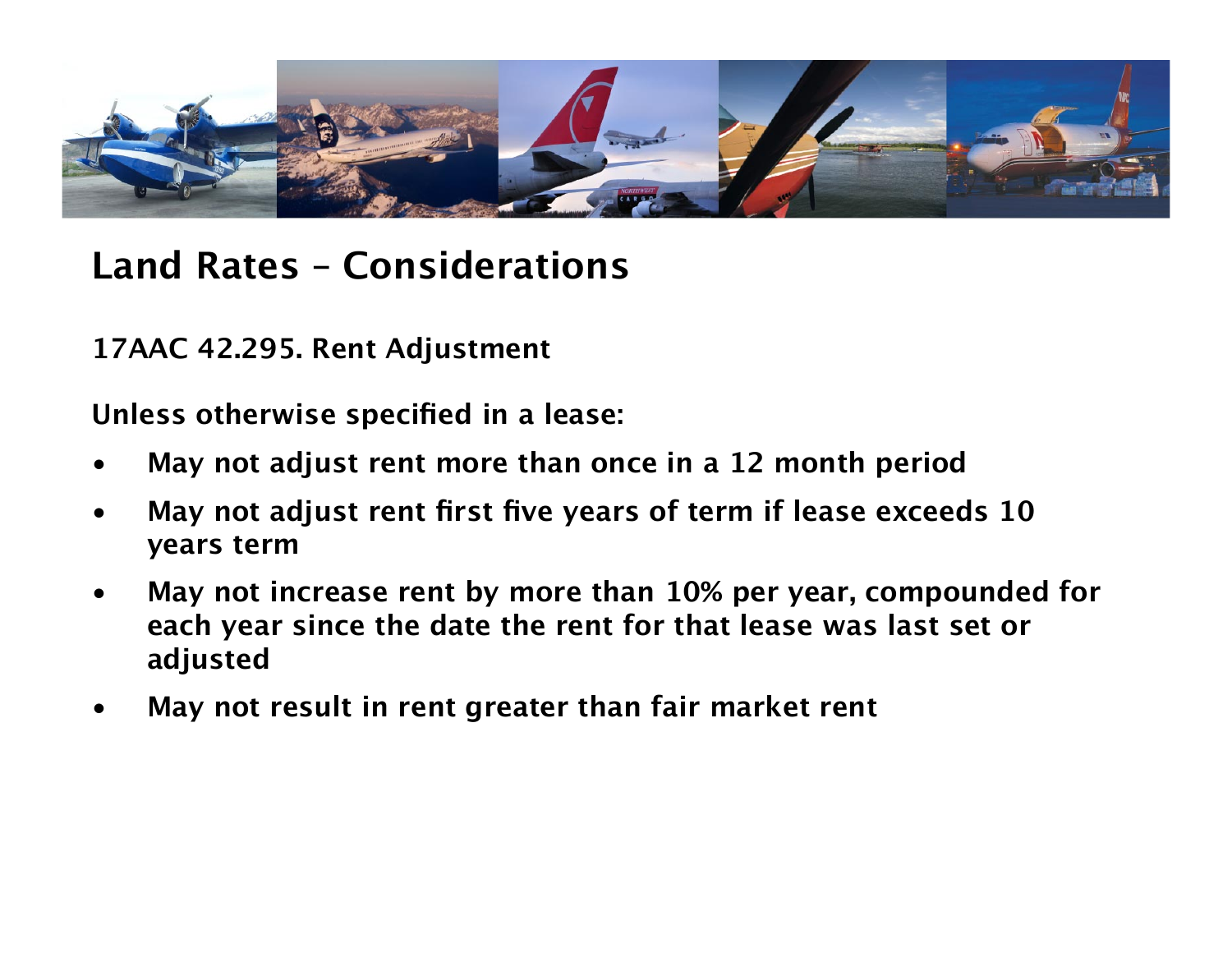# Land Rates – Considerations

**17AAC 42.295. Rent Adjustment**

**Unless otherwise specified in a lease:**

- **May not adjust rent more than once in a 12 month period**
- **May not adjust rent first five years of term if lease exceeds 10 years term**
- **May not increase rent by more than 10% per year, compounded for each year since the date the rent for that lease was last set or adjusted**
- **May not result in rent greater than fair market rent**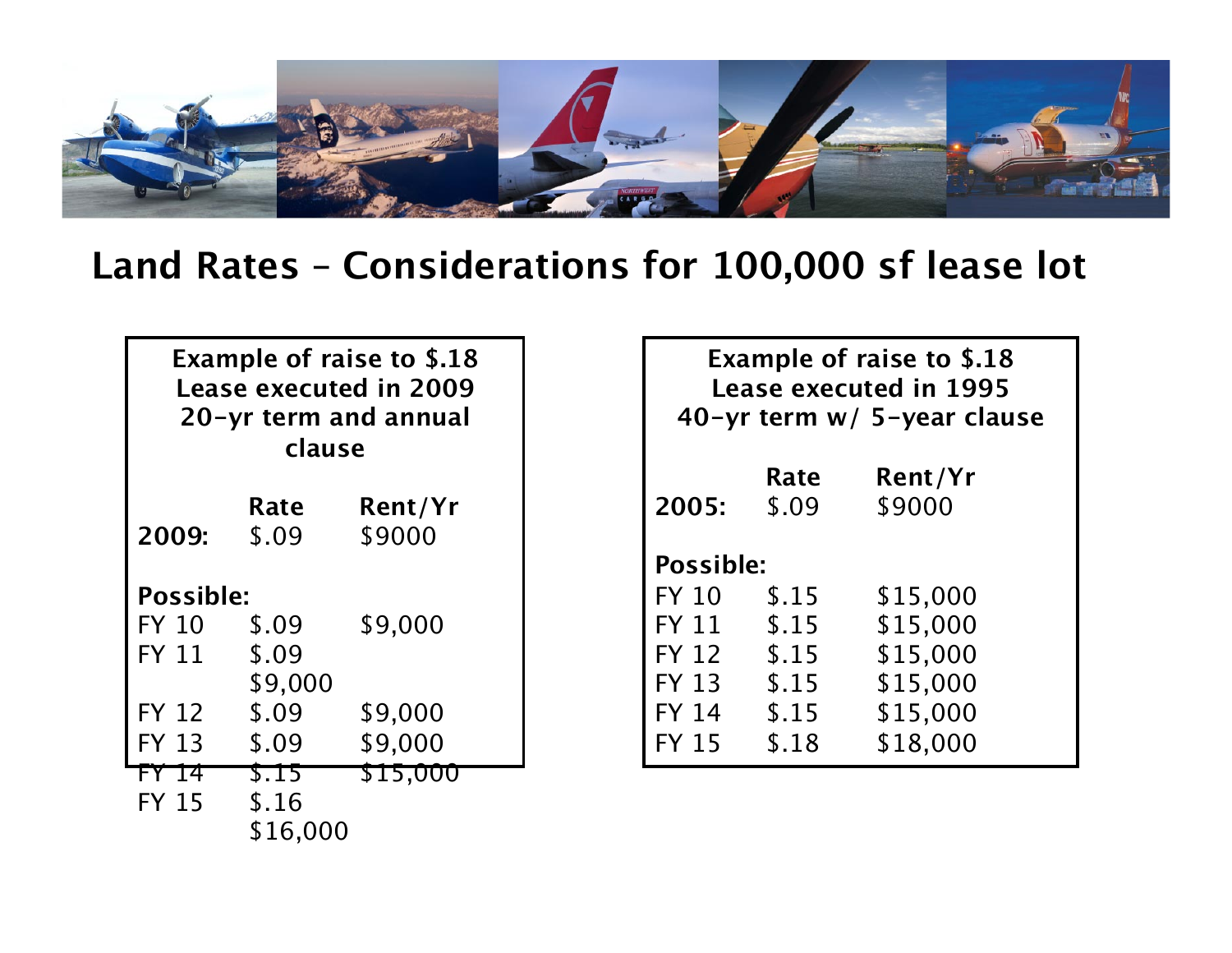## Land Rates – Considerations for 100,000 sf lease lot

**Example of raise to $.18**
**Lease executed in 2009**
**20-yr term and annual clause**

| | Rate | Rent/Yr |
|---|---|---|
| **2009:** | $.09 | $9000 |
| **Possible:** | | |
| FY 10 | $.09 | $9,000 |
| FY 11 | $.09 | $9,000 |
| FY 12 | $.09 | $9,000 |
| FY 13 | $.09 | $9,000 |
| FY 14 | $.15 | $15,000 |
| FY 15 | $.16 | $16,000 |

**Example of raise to $.18**
**Lease executed in 1995**
**40-yr term w/ 5-year clause**

| | Rate | Rent/Yr |
|---|---|---|
| **2005:** | $.09 | $9000 |
| **Possible:** | | |
| FY 10 | $.15 | $15,000 |
| FY 11 | $.15 | $15,000 |
| FY 12 | $.15 | $15,000 |
| FY 13 | $.15 | $15,000 |
| FY 14 | $.15 | $15,000 |
| FY 15 | $.18 | $18,000 |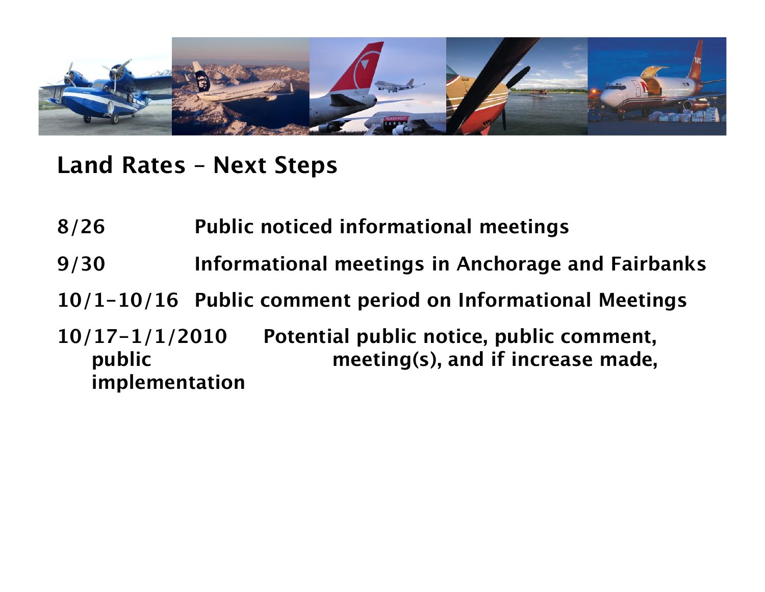## Land Rates – Next Steps

| Date | Step |
| --- | --- |
| 8/26 | Public noticed informational meetings |
| 9/30 | Informational meetings in Anchorage and Fairbanks |
| 10/1-10/16 | Public comment period on Informational Meetings |
| 10/17-1/1/2010 | Potential public notice, public comment, public meeting(s), and if increase made, implementation |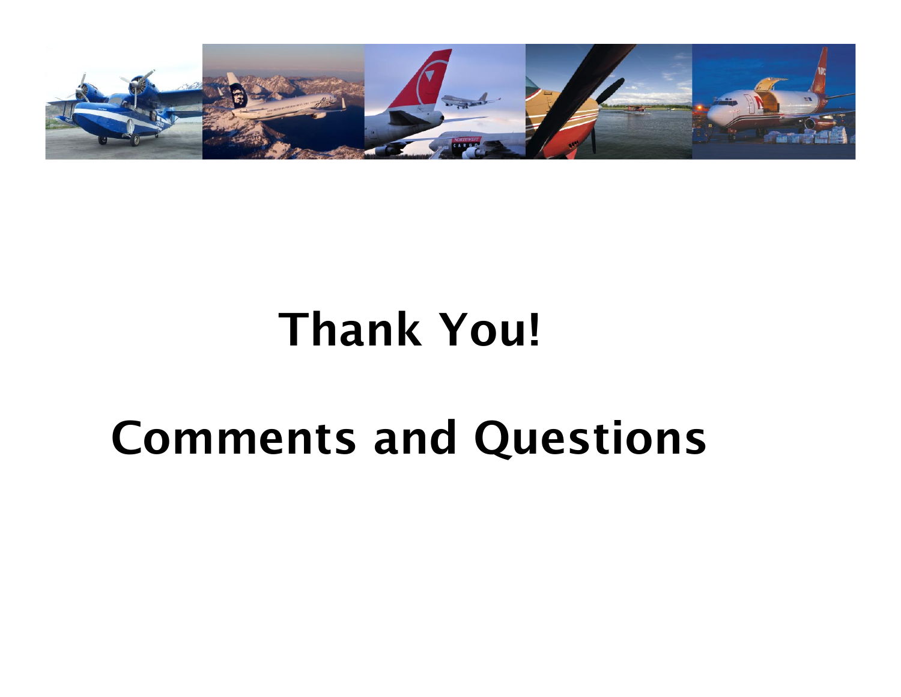# Thank You!

# Comments and Questions